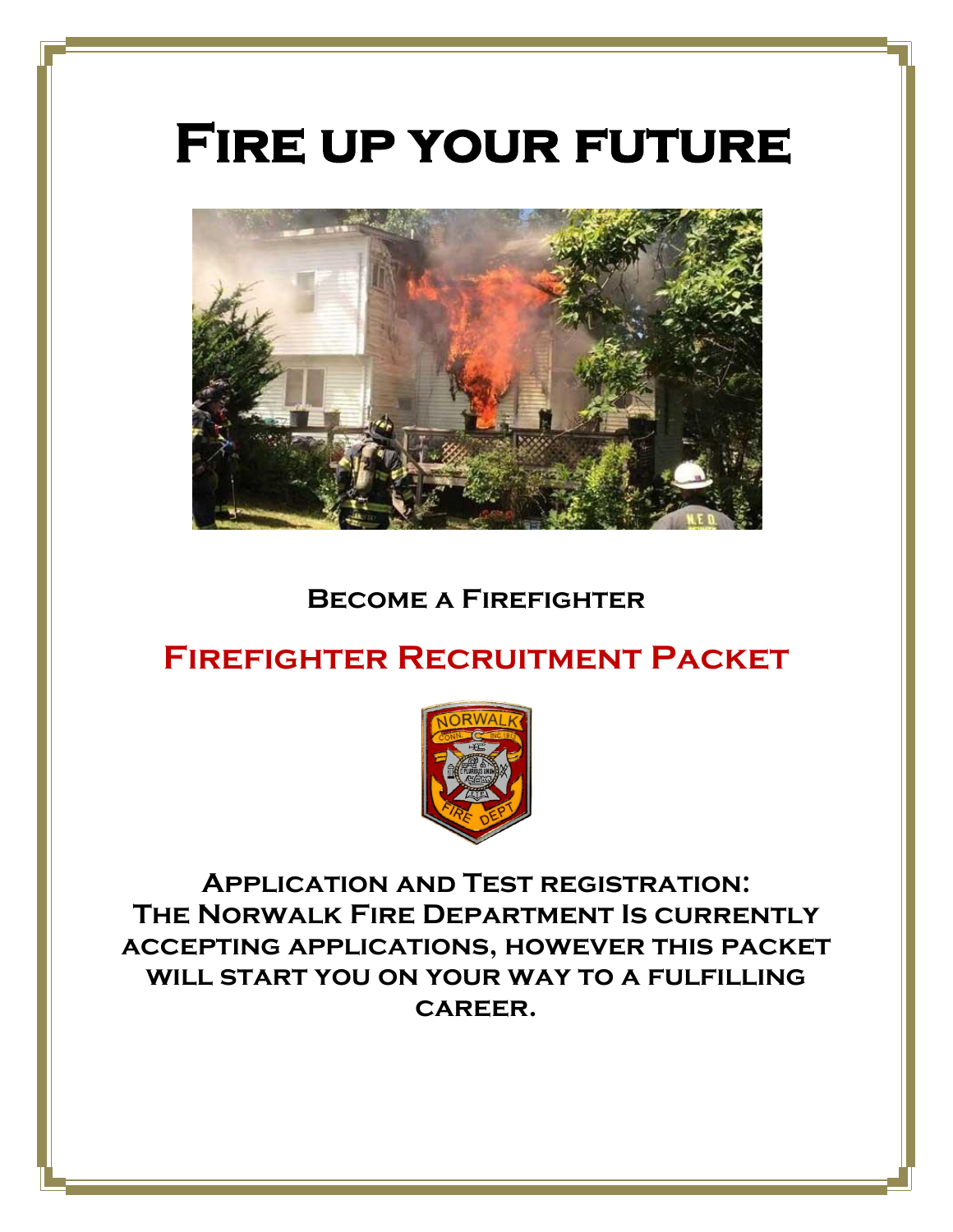# Fire up your future

**Become a Firefighter**

## Firefighter Recruitment Packet

**Application and Test registration: The Norwalk Fire Department Is currently accepting applications, however this packet will start you on your way to a fulfilling career.**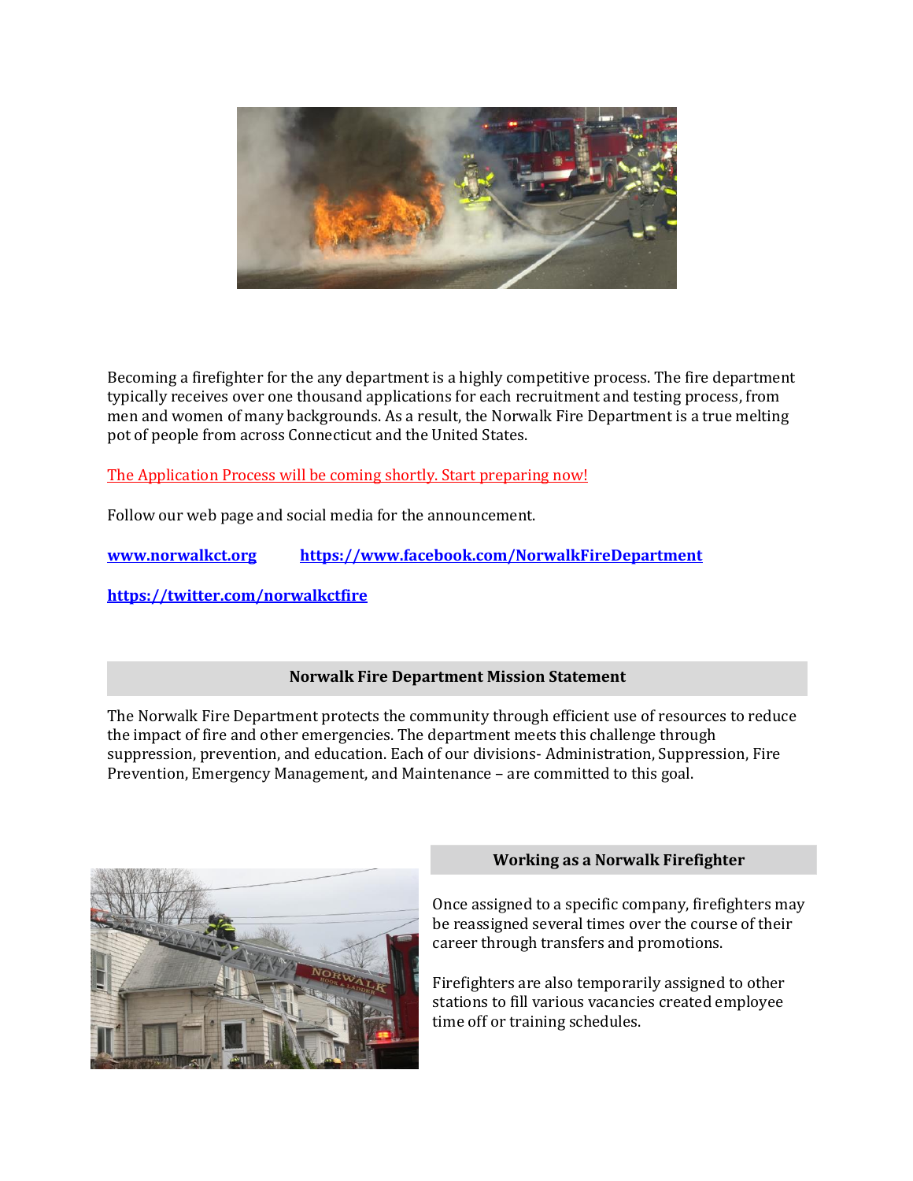Becoming a firefighter for the any department is a highly competitive process. The fire department typically receives over one thousand applications for each recruitment and testing process, from men and women of many backgrounds. As a result, the Norwalk Fire Department is a true melting pot of people from across Connecticut and the United States.

The Application Process will be coming shortly. Start preparing now!

Follow our web page and social media for the announcement.

**www.norwalkct.org** **https://www.facebook.com/NorwalkFireDepartment**

**https://twitter.com/norwalkctfire**

## Norwalk Fire Department Mission Statement

The Norwalk Fire Department protects the community through efficient use of resources to reduce the impact of fire and other emergencies. The department meets this challenge through suppression, prevention, and education. Each of our divisions- Administration, Suppression, Fire Prevention, Emergency Management, and Maintenance – are committed to this goal.

## Working as a Norwalk Firefighter

Once assigned to a specific company, firefighters may be reassigned several times over the course of their career through transfers and promotions.

Firefighters are also temporarily assigned to other stations to fill various vacancies created employee time off or training schedules.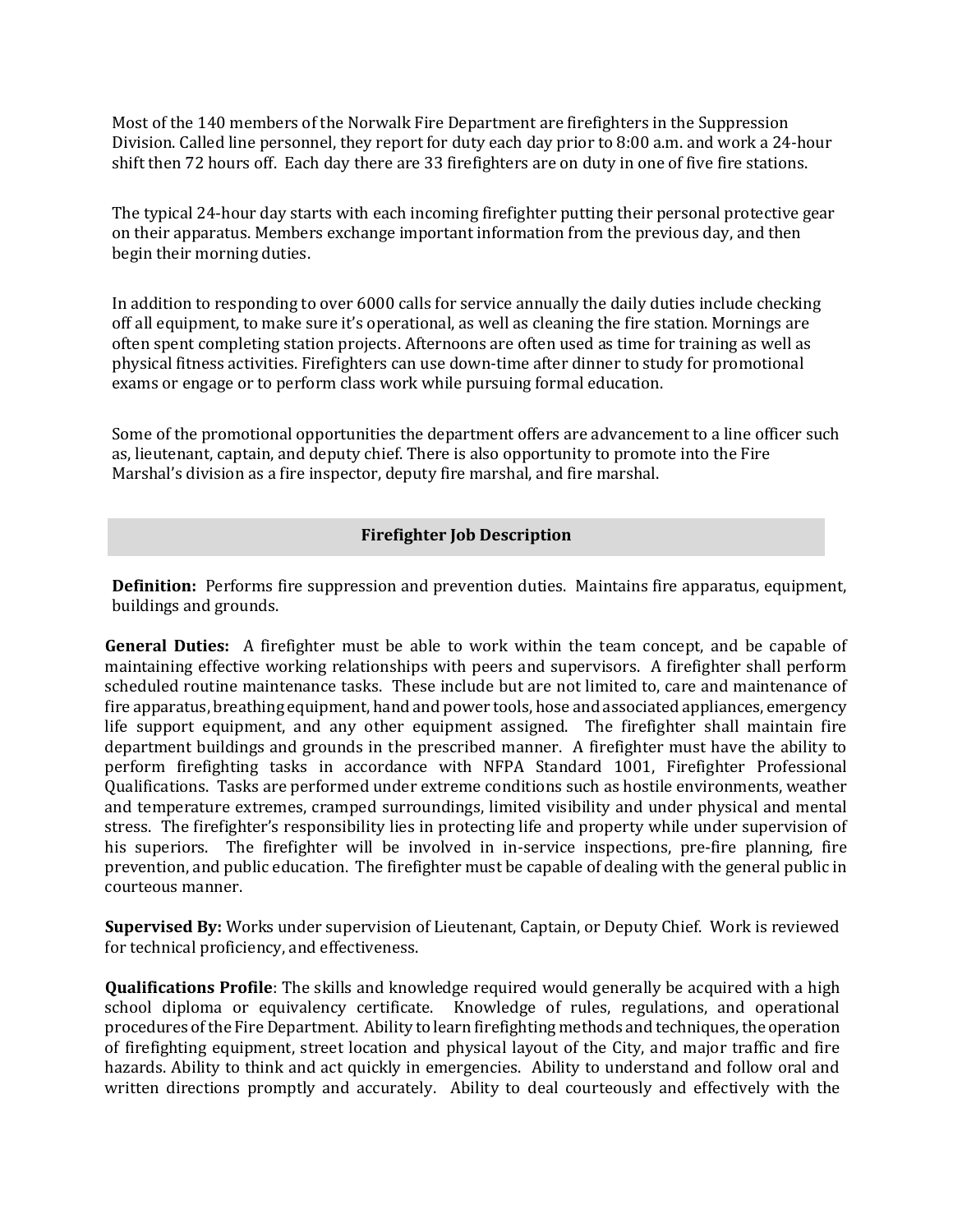Most of the 140 members of the Norwalk Fire Department are firefighters in the Suppression Division. Called line personnel, they report for duty each day prior to 8:00 a.m. and work a 24-hour shift then 72 hours off. Each day there are 33 firefighters are on duty in one of five fire stations.

The typical 24-hour day starts with each incoming firefighter putting their personal protective gear on their apparatus. Members exchange important information from the previous day, and then begin their morning duties.

In addition to responding to over 6000 calls for service annually the daily duties include checking off all equipment, to make sure it's operational, as well as cleaning the fire station. Mornings are often spent completing station projects. Afternoons are often used as time for training as well as physical fitness activities. Firefighters can use down-time after dinner to study for promotional exams or engage or to perform class work while pursuing formal education.

Some of the promotional opportunities the department offers are advancement to a line officer such as, lieutenant, captain, and deputy chief. There is also opportunity to promote into the Fire Marshal's division as a fire inspector, deputy fire marshal, and fire marshal.

## Firefighter Job Description

**Definition:** Performs fire suppression and prevention duties. Maintains fire apparatus, equipment, buildings and grounds.

**General Duties:** A firefighter must be able to work within the team concept, and be capable of maintaining effective working relationships with peers and supervisors. A firefighter shall perform scheduled routine maintenance tasks. These include but are not limited to, care and maintenance of fire apparatus, breathing equipment, hand and power tools, hose and associated appliances, emergency life support equipment, and any other equipment assigned. The firefighter shall maintain fire department buildings and grounds in the prescribed manner. A firefighter must have the ability to perform firefighting tasks in accordance with NFPA Standard 1001, Firefighter Professional Qualifications. Tasks are performed under extreme conditions such as hostile environments, weather and temperature extremes, cramped surroundings, limited visibility and under physical and mental stress. The firefighter's responsibility lies in protecting life and property while under supervision of his superiors. The firefighter will be involved in in-service inspections, pre-fire planning, fire prevention, and public education. The firefighter must be capable of dealing with the general public in courteous manner.

**Supervised By:** Works under supervision of Lieutenant, Captain, or Deputy Chief. Work is reviewed for technical proficiency, and effectiveness.

**Qualifications Profile**: The skills and knowledge required would generally be acquired with a high school diploma or equivalency certificate. Knowledge of rules, regulations, and operational procedures of the Fire Department. Ability to learn firefighting methods and techniques, the operation of firefighting equipment, street location and physical layout of the City, and major traffic and fire hazards. Ability to think and act quickly in emergencies. Ability to understand and follow oral and written directions promptly and accurately. Ability to deal courteously and effectively with the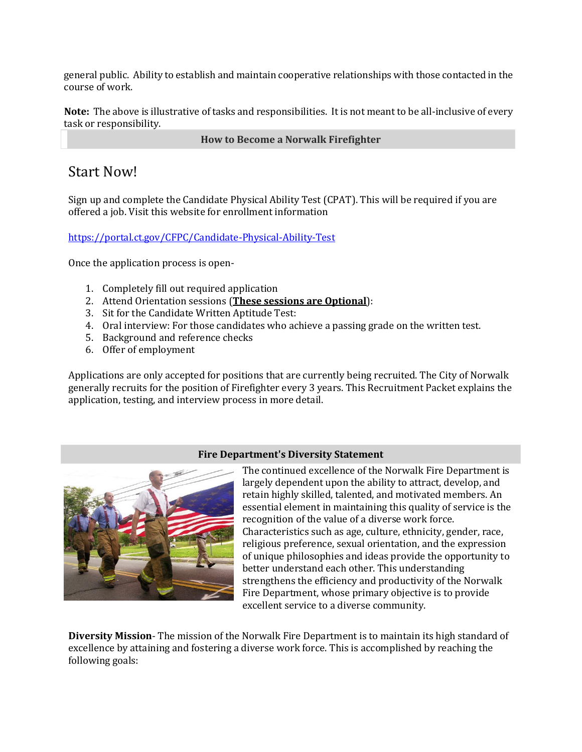general public. Ability to establish and maintain cooperative relationships with those contacted in the course of work.

**Note:** The above is illustrative of tasks and responsibilities. It is not meant to be all-inclusive of every task or responsibility.

## How to Become a Norwalk Firefighter

# Start Now!

Sign up and complete the Candidate Physical Ability Test (CPAT). This will be required if you are offered a job. Visit this website for enrollment information

https://portal.ct.gov/CFPC/Candidate-Physical-Ability-Test

Once the application process is open-

1. Completely fill out required application
2. Attend Orientation sessions (**These sessions are Optional**):
3. Sit for the Candidate Written Aptitude Test:
4. Oral interview: For those candidates who achieve a passing grade on the written test.
5. Background and reference checks
6. Offer of employment

Applications are only accepted for positions that are currently being recruited. The City of Norwalk generally recruits for the position of Firefighter every 3 years. This Recruitment Packet explains the application, testing, and interview process in more detail.

## Fire Department's Diversity Statement

The continued excellence of the Norwalk Fire Department is largely dependent upon the ability to attract, develop, and retain highly skilled, talented, and motivated members. An essential element in maintaining this quality of service is the recognition of the value of a diverse work force. Characteristics such as age, culture, ethnicity, gender, race, religious preference, sexual orientation, and the expression of unique philosophies and ideas provide the opportunity to better understand each other. This understanding strengthens the efficiency and productivity of the Norwalk Fire Department, whose primary objective is to provide excellent service to a diverse community.

**Diversity Mission**- The mission of the Norwalk Fire Department is to maintain its high standard of excellence by attaining and fostering a diverse work force. This is accomplished by reaching the following goals: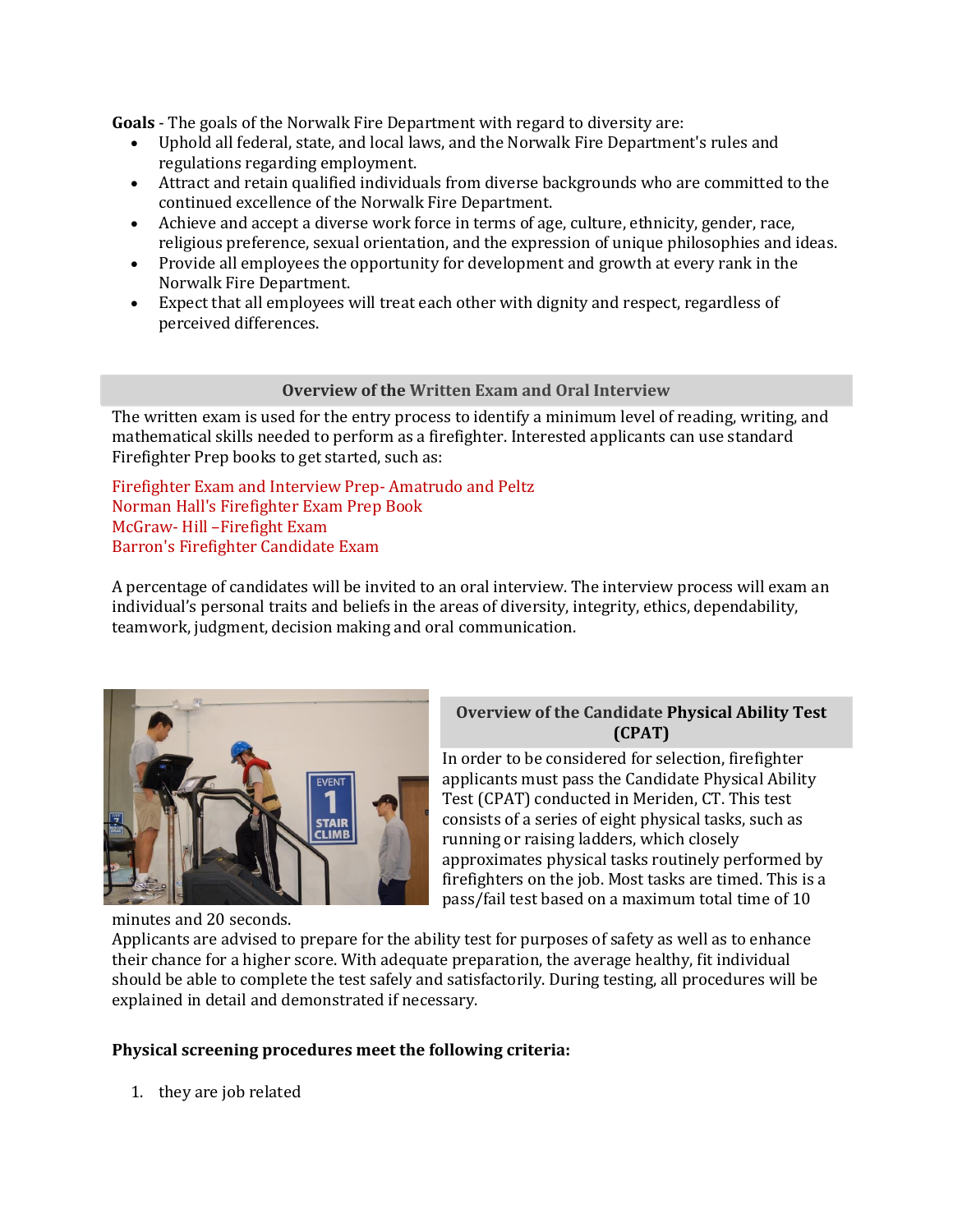**Goals** - The goals of the Norwalk Fire Department with regard to diversity are:

- Uphold all federal, state, and local laws, and the Norwalk Fire Department's rules and regulations regarding employment.
- Attract and retain qualified individuals from diverse backgrounds who are committed to the continued excellence of the Norwalk Fire Department.
- Achieve and accept a diverse work force in terms of age, culture, ethnicity, gender, race, religious preference, sexual orientation, and the expression of unique philosophies and ideas.
- Provide all employees the opportunity for development and growth at every rank in the Norwalk Fire Department.
- Expect that all employees will treat each other with dignity and respect, regardless of perceived differences.

## Overview of the Written Exam and Oral Interview

The written exam is used for the entry process to identify a minimum level of reading, writing, and mathematical skills needed to perform as a firefighter. Interested applicants can use standard Firefighter Prep books to get started, such as:

Firefighter Exam and Interview Prep- Amatrudo and Peltz
Norman Hall's Firefighter Exam Prep Book
McGraw- Hill –Firefight Exam
Barron's Firefighter Candidate Exam

A percentage of candidates will be invited to an oral interview. The interview process will exam an individual's personal traits and beliefs in the areas of diversity, integrity, ethics, dependability, teamwork, judgment, decision making and oral communication.

## Overview of the Candidate Physical Ability Test (CPAT)

In order to be considered for selection, firefighter applicants must pass the Candidate Physical Ability Test (CPAT) conducted in Meriden, CT. This test consists of a series of eight physical tasks, such as running or raising ladders, which closely approximates physical tasks routinely performed by firefighters on the job. Most tasks are timed. This is a pass/fail test based on a maximum total time of 10 minutes and 20 seconds.

Applicants are advised to prepare for the ability test for purposes of safety as well as to enhance their chance for a higher score. With adequate preparation, the average healthy, fit individual should be able to complete the test safely and satisfactorily. During testing, all procedures will be explained in detail and demonstrated if necessary.

**Physical screening procedures meet the following criteria:**

1. they are job related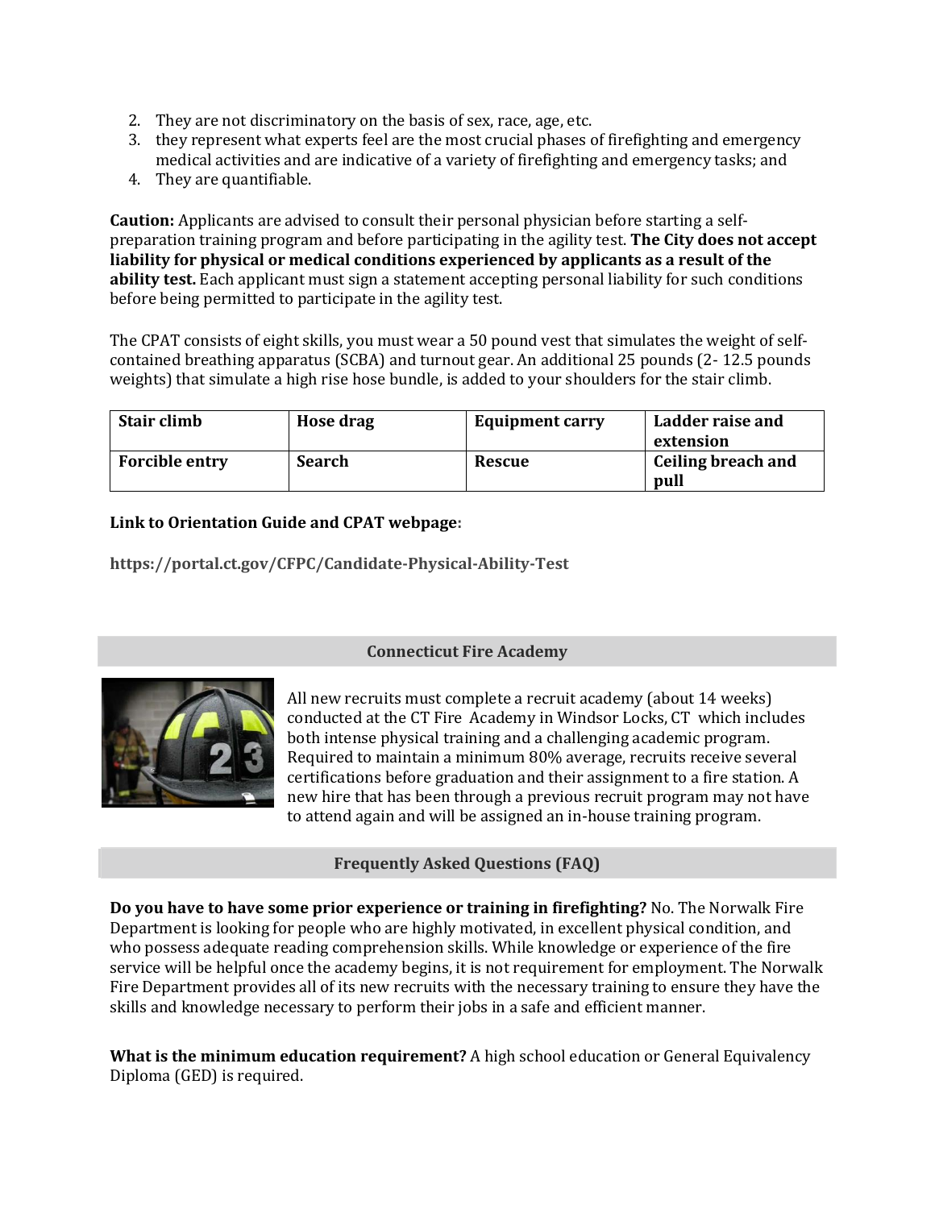2. They are not discriminatory on the basis of sex, race, age, etc.
3. they represent what experts feel are the most crucial phases of firefighting and emergency medical activities and are indicative of a variety of firefighting and emergency tasks; and
4. They are quantifiable.

**Caution:** Applicants are advised to consult their personal physician before starting a self-preparation training program and before participating in the agility test. **The City does not accept liability for physical or medical conditions experienced by applicants as a result of the ability test.** Each applicant must sign a statement accepting personal liability for such conditions before being permitted to participate in the agility test.

The CPAT consists of eight skills, you must wear a 50 pound vest that simulates the weight of self-contained breathing apparatus (SCBA) and turnout gear. An additional 25 pounds (2- 12.5 pounds weights) that simulate a high rise hose bundle, is added to your shoulders for the stair climb.

| **Stair climb** | **Hose drag** | **Equipment carry** | **Ladder raise and extension** |
|---|---|---|---|
| **Forcible entry** | **Search** | **Rescue** | **Ceiling breach and pull** |

**Link to Orientation Guide and CPAT webpage:**

**https://portal.ct.gov/CFPC/Candidate-Physical-Ability-Test**

## Connecticut Fire Academy

All new recruits must complete a recruit academy (about 14 weeks) conducted at the CT Fire Academy in Windsor Locks, CT which includes both intense physical training and a challenging academic program. Required to maintain a minimum 80% average, recruits receive several certifications before graduation and their assignment to a fire station. A new hire that has been through a previous recruit program may not have to attend again and will be assigned an in-house training program.

## Frequently Asked Questions (FAQ)

**Do you have to have some prior experience or training in firefighting?** No. The Norwalk Fire Department is looking for people who are highly motivated, in excellent physical condition, and who possess adequate reading comprehension skills. While knowledge or experience of the fire service will be helpful once the academy begins, it is not requirement for employment. The Norwalk Fire Department provides all of its new recruits with the necessary training to ensure they have the skills and knowledge necessary to perform their jobs in a safe and efficient manner.

**What is the minimum education requirement?** A high school education or General Equivalency Diploma (GED) is required.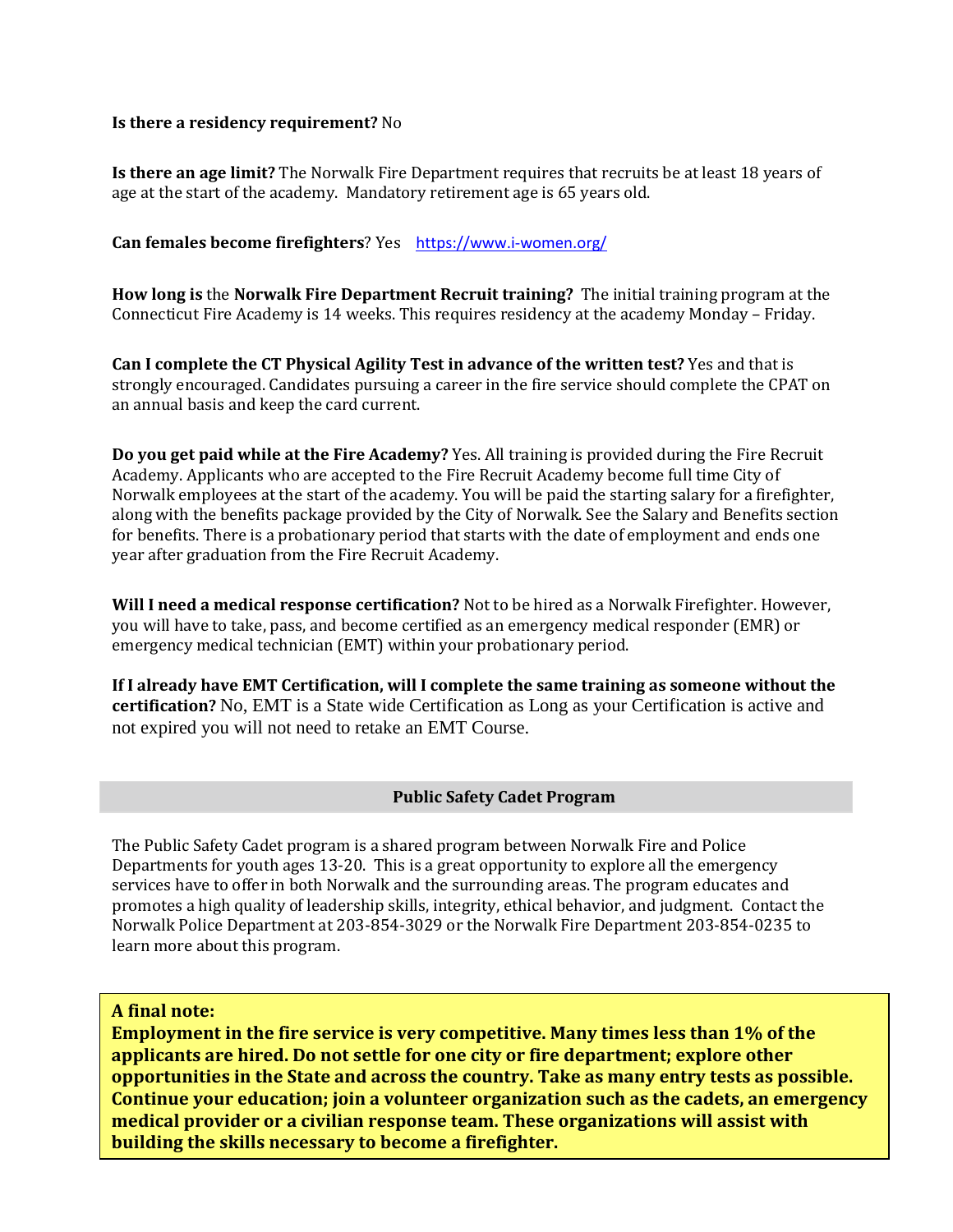**Is there a residency requirement?** No

**Is there an age limit?** The Norwalk Fire Department requires that recruits be at least 18 years of age at the start of the academy. Mandatory retirement age is 65 years old.

**Can females become firefighters**? Yes https://www.i-women.org/

**How long is** the **Norwalk Fire Department Recruit training?** The initial training program at the Connecticut Fire Academy is 14 weeks. This requires residency at the academy Monday – Friday.

**Can I complete the CT Physical Agility Test in advance of the written test?** Yes and that is strongly encouraged. Candidates pursuing a career in the fire service should complete the CPAT on an annual basis and keep the card current.

**Do you get paid while at the Fire Academy?** Yes. All training is provided during the Fire Recruit Academy. Applicants who are accepted to the Fire Recruit Academy become full time City of Norwalk employees at the start of the academy. You will be paid the starting salary for a firefighter, along with the benefits package provided by the City of Norwalk. See the Salary and Benefits section for benefits. There is a probationary period that starts with the date of employment and ends one year after graduation from the Fire Recruit Academy.

**Will I need a medical response certification?** Not to be hired as a Norwalk Firefighter. However, you will have to take, pass, and become certified as an emergency medical responder (EMR) or emergency medical technician (EMT) within your probationary period.

**If I already have EMT Certification, will I complete the same training as someone without the certification?** No, EMT is a State wide Certification as Long as your Certification is active and not expired you will not need to retake an EMT Course.

## Public Safety Cadet Program

The Public Safety Cadet program is a shared program between Norwalk Fire and Police Departments for youth ages 13-20. This is a great opportunity to explore all the emergency services have to offer in both Norwalk and the surrounding areas. The program educates and promotes a high quality of leadership skills, integrity, ethical behavior, and judgment. Contact the Norwalk Police Department at 203-854-3029 or the Norwalk Fire Department 203-854-0235 to learn more about this program.

**A final note:**
**Employment in the fire service is very competitive. Many times less than 1% of the applicants are hired. Do not settle for one city or fire department; explore other opportunities in the State and across the country. Take as many entry tests as possible. Continue your education; join a volunteer organization such as the cadets, an emergency medical provider or a civilian response team. These organizations will assist with building the skills necessary to become a firefighter.**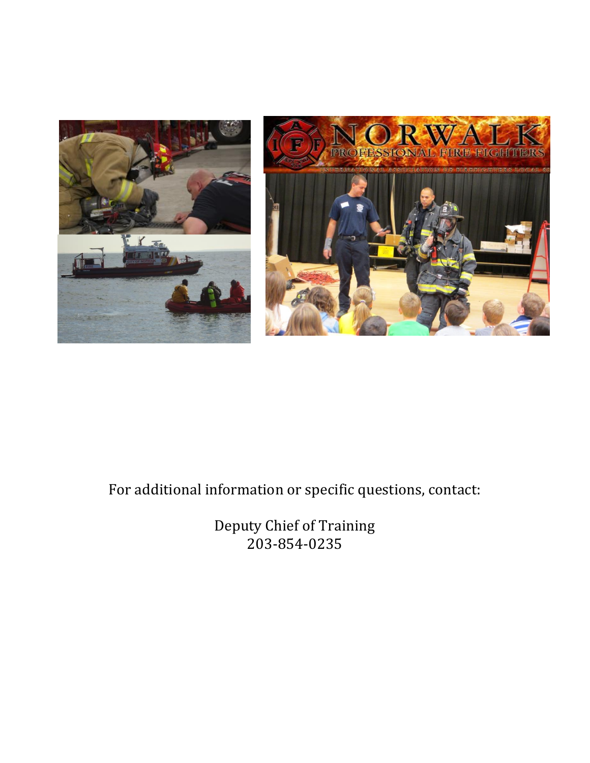For additional information or specific questions, contact:

Deputy Chief of Training
203-854-0235